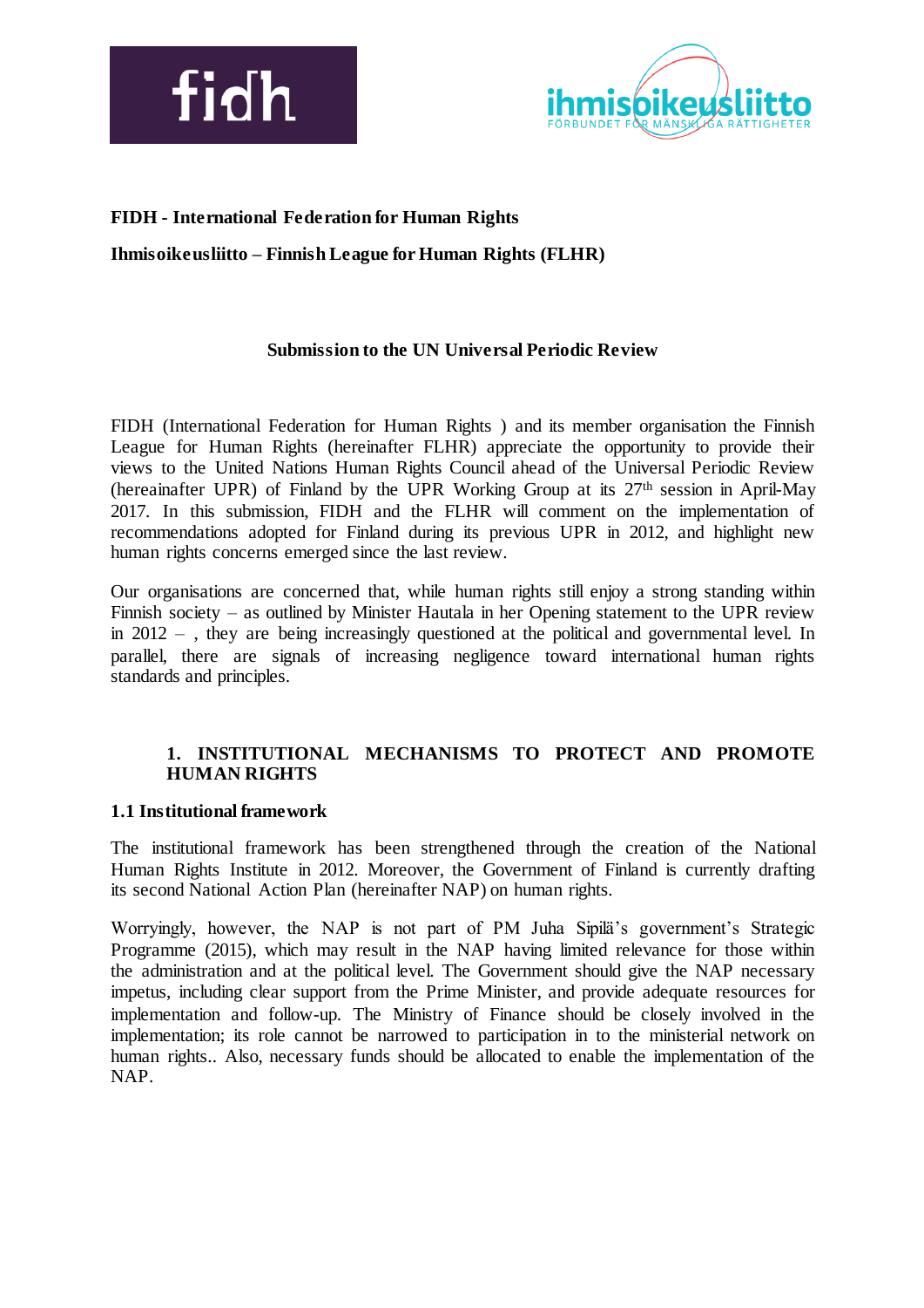**FIDH - International Federation for Human Rights**

**Ihmisoikeusliitto – Finnish League for Human Rights (FLHR)**

**Submission to the UN Universal Periodic Review**

FIDH (International Federation for Human Rights ) and its member organisation the Finnish League for Human Rights (hereinafter FLHR) appreciate the opportunity to provide their views to the United Nations Human Rights Council ahead of the Universal Periodic Review (hereainafter UPR) of Finland by the UPR Working Group at its 27th session in April-May 2017. In this submission, FIDH and the FLHR will comment on the implementation of recommendations adopted for Finland during its previous UPR in 2012, and highlight new human rights concerns emerged since the last review.

Our organisations are concerned that, while human rights still enjoy a strong standing within Finnish society – as outlined by Minister Hautala in her Opening statement to the UPR review in 2012 – , they are being increasingly questioned at the political and governmental level. In parallel, there are signals of increasing negligence toward international human rights standards and principles.

## 1. INSTITUTIONAL MECHANISMS TO PROTECT AND PROMOTE HUMAN RIGHTS

### 1.1 Institutional framework

The institutional framework has been strengthened through the creation of the National Human Rights Institute in 2012. Moreover, the Government of Finland is currently drafting its second National Action Plan (hereinafter NAP) on human rights.

Worryingly, however, the NAP is not part of PM Juha Sipilä's government's Strategic Programme (2015), which may result in the NAP having limited relevance for those within the administration and at the political level. The Government should give the NAP necessary impetus, including clear support from the Prime Minister, and provide adequate resources for implementation and follow-up. The Ministry of Finance should be closely involved in the implementation; its role cannot be narrowed to participation in to the ministerial network on human rights.. Also, necessary funds should be allocated to enable the implementation of the NAP.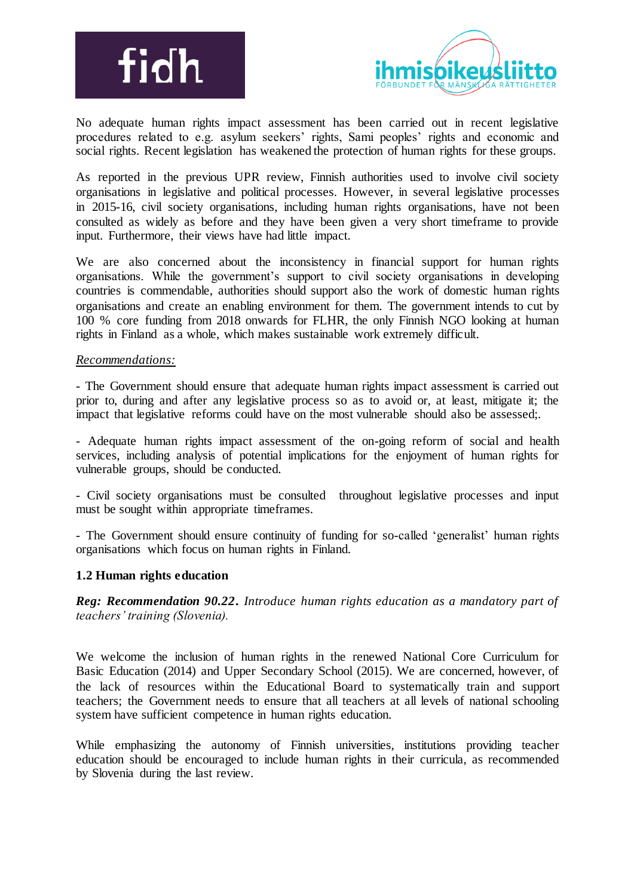No adequate human rights impact assessment has been carried out in recent legislative procedures related to e.g. asylum seekers' rights, Sami peoples' rights and economic and social rights. Recent legislation has weakened the protection of human rights for these groups.

As reported in the previous UPR review, Finnish authorities used to involve civil society organisations in legislative and political processes. However, in several legislative processes in 2015-16, civil society organisations, including human rights organisations, have not been consulted as widely as before and they have been given a very short timeframe to provide input. Furthermore, their views have had little impact.

We are also concerned about the inconsistency in financial support for human rights organisations. While the government's support to civil society organisations in developing countries is commendable, authorities should support also the work of domestic human rights organisations and create an enabling environment for them. The government intends to cut by 100 % core funding from 2018 onwards for FLHR, the only Finnish NGO looking at human rights in Finland as a whole, which makes sustainable work extremely difficult.

*Recommendations:*

- The Government should ensure that adequate human rights impact assessment is carried out prior to, during and after any legislative process so as to avoid or, at least, mitigate it; the impact that legislative reforms could have on the most vulnerable should also be assessed;.

- Adequate human rights impact assessment of the on-going reform of social and health services, including analysis of potential implications for the enjoyment of human rights for vulnerable groups, should be conducted.

- Civil society organisations must be consulted throughout legislative processes and input must be sought within appropriate timeframes.

- The Government should ensure continuity of funding for so-called 'generalist' human rights organisations which focus on human rights in Finland.

### 1.2 Human rights education

***Reg: Recommendation 90.22.*** *Introduce human rights education as a mandatory part of teachers' training (Slovenia).*

We welcome the inclusion of human rights in the renewed National Core Curriculum for Basic Education (2014) and Upper Secondary School (2015). We are concerned, however, of the lack of resources within the Educational Board to systematically train and support teachers; the Government needs to ensure that all teachers at all levels of national schooling system have sufficient competence in human rights education.

While emphasizing the autonomy of Finnish universities, institutions providing teacher education should be encouraged to include human rights in their curricula, as recommended by Slovenia during the last review.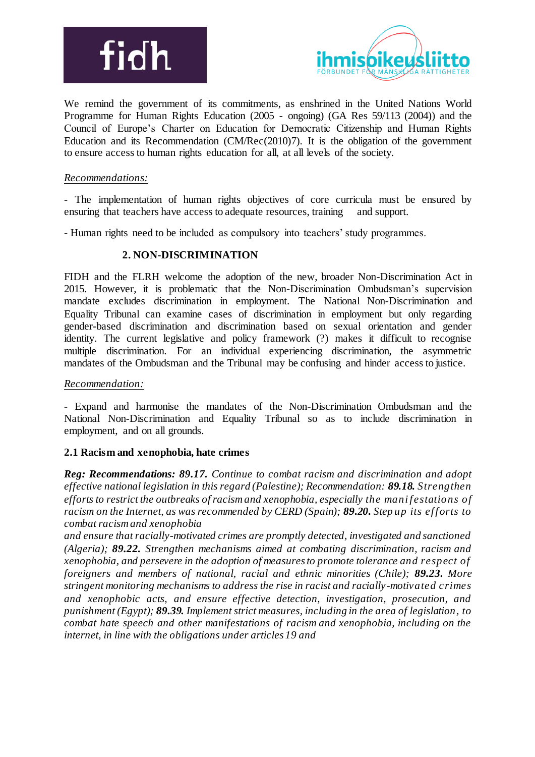We remind the government of its commitments, as enshrined in the United Nations World Programme for Human Rights Education (2005 - ongoing) (GA Res 59/113 (2004)) and the Council of Europe's Charter on Education for Democratic Citizenship and Human Rights Education and its Recommendation (CM/Rec(2010)7). It is the obligation of the government to ensure access to human rights education for all, at all levels of the society.

*Recommendations:*

- The implementation of human rights objectives of core curricula must be ensured by ensuring that teachers have access to adequate resources, training and support.

- Human rights need to be included as compulsory into teachers' study programmes.

## 2. NON-DISCRIMINATION

FIDH and the FLRH welcome the adoption of the new, broader Non-Discrimination Act in 2015. However, it is problematic that the Non-Discrimination Ombudsman's supervision mandate excludes discrimination in employment. The National Non-Discrimination and Equality Tribunal can examine cases of discrimination in employment but only regarding gender-based discrimination and discrimination based on sexual orientation and gender identity. The current legislative and policy framework (?) makes it difficult to recognise multiple discrimination. For an individual experiencing discrimination, the asymmetric mandates of the Ombudsman and the Tribunal may be confusing and hinder access to justice.

*Recommendation:*

- Expand and harmonise the mandates of the Non-Discrimination Ombudsman and the National Non-Discrimination and Equality Tribunal so as to include discrimination in employment, and on all grounds.

### 2.1 Racism and xenophobia, hate crimes

***Reg: Recommendations: 89.17.*** *Continue to combat racism and discrimination and adopt effective national legislation in this regard (Palestine); Recommendation:* ***89.18.*** *Strengthen efforts to restrict the outbreaks of racism and xenophobia, especially the manifestations of racism on the Internet, as was recommended by CERD (Spain);* ***89.20.*** *Step up its efforts to combat racism and xenophobia and ensure that racially-motivated crimes are promptly detected, investigated and sanctioned (Algeria);* ***89.22.*** *Strengthen mechanisms aimed at combating discrimination, racism and xenophobia, and persevere in the adoption of measures to promote tolerance and respect of foreigners and members of national, racial and ethnic minorities (Chile);* ***89.23.*** *More stringent monitoring mechanisms to address the rise in racist and racially-motivated crimes and xenophobic acts, and ensure effective detection, investigation, prosecution, and punishment (Egypt);* ***89.39.*** *Implement strict measures, including in the area of legislation, to combat hate speech and other manifestations of racism and xenophobia, including on the internet, in line with the obligations under articles 19 and*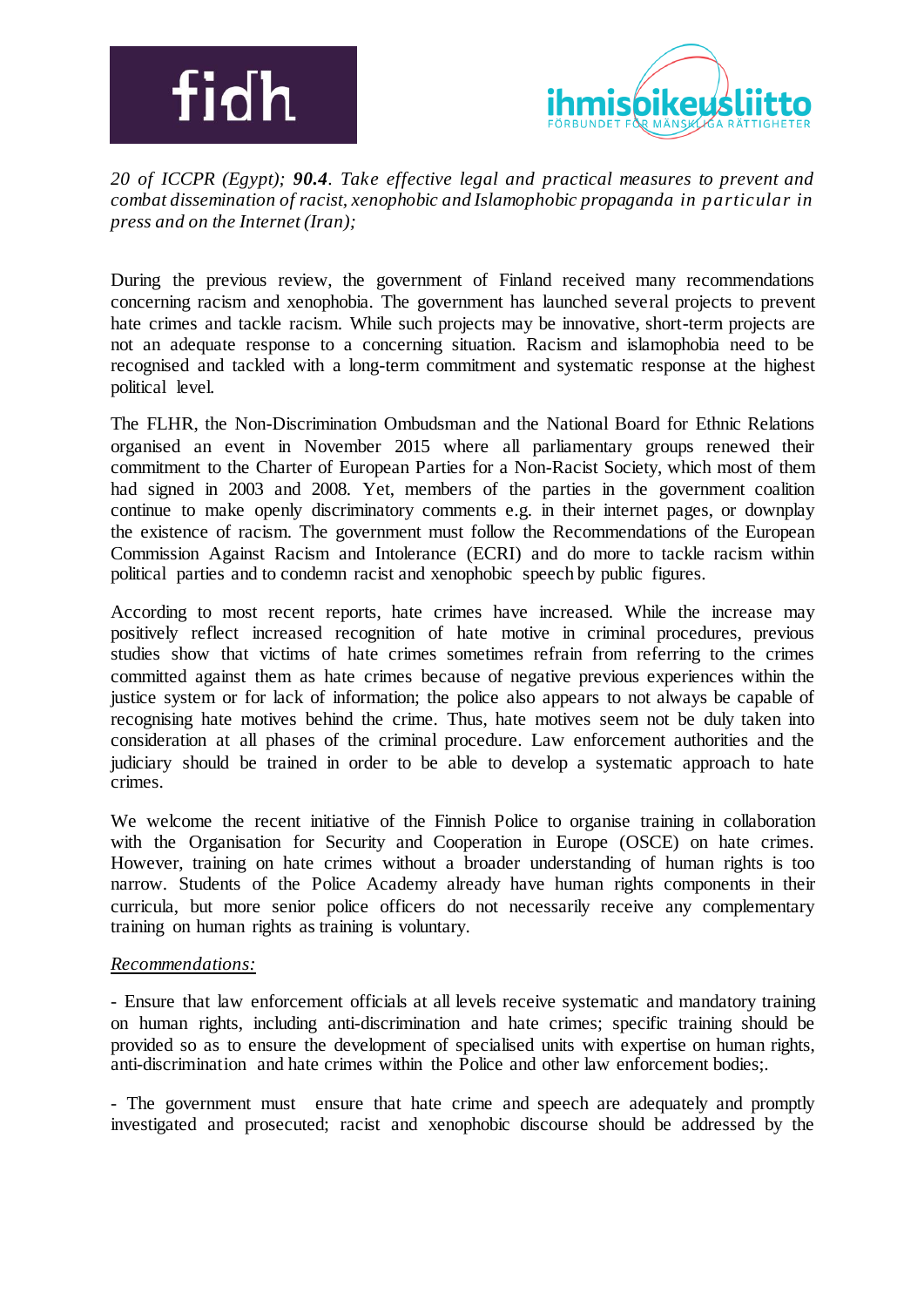*20 of ICCPR (Egypt);* ***90.4****. Take effective legal and practical measures to prevent and combat dissemination of racist, xenophobic and Islamophobic propaganda in particular in press and on the Internet (Iran);*

During the previous review, the government of Finland received many recommendations concerning racism and xenophobia. The government has launched several projects to prevent hate crimes and tackle racism. While such projects may be innovative, short-term projects are not an adequate response to a concerning situation. Racism and islamophobia need to be recognised and tackled with a long-term commitment and systematic response at the highest political level.

The FLHR, the Non-Discrimination Ombudsman and the National Board for Ethnic Relations organised an event in November 2015 where all parliamentary groups renewed their commitment to the Charter of European Parties for a Non-Racist Society, which most of them had signed in 2003 and 2008. Yet, members of the parties in the government coalition continue to make openly discriminatory comments e.g. in their internet pages, or downplay the existence of racism. The government must follow the Recommendations of the European Commission Against Racism and Intolerance (ECRI) and do more to tackle racism within political parties and to condemn racist and xenophobic speech by public figures.

According to most recent reports, hate crimes have increased. While the increase may positively reflect increased recognition of hate motive in criminal procedures, previous studies show that victims of hate crimes sometimes refrain from referring to the crimes committed against them as hate crimes because of negative previous experiences within the justice system or for lack of information; the police also appears to not always be capable of recognising hate motives behind the crime. Thus, hate motives seem not be duly taken into consideration at all phases of the criminal procedure. Law enforcement authorities and the judiciary should be trained in order to be able to develop a systematic approach to hate crimes.

We welcome the recent initiative of the Finnish Police to organise training in collaboration with the Organisation for Security and Cooperation in Europe (OSCE) on hate crimes. However, training on hate crimes without a broader understanding of human rights is too narrow. Students of the Police Academy already have human rights components in their curricula, but more senior police officers do not necessarily receive any complementary training on human rights as training is voluntary.

*Recommendations:*

- Ensure that law enforcement officials at all levels receive systematic and mandatory training on human rights, including anti-discrimination and hate crimes; specific training should be provided so as to ensure the development of specialised units with expertise on human rights, anti-discrimination and hate crimes within the Police and other law enforcement bodies;.

- The government must ensure that hate crime and speech are adequately and promptly investigated and prosecuted; racist and xenophobic discourse should be addressed by the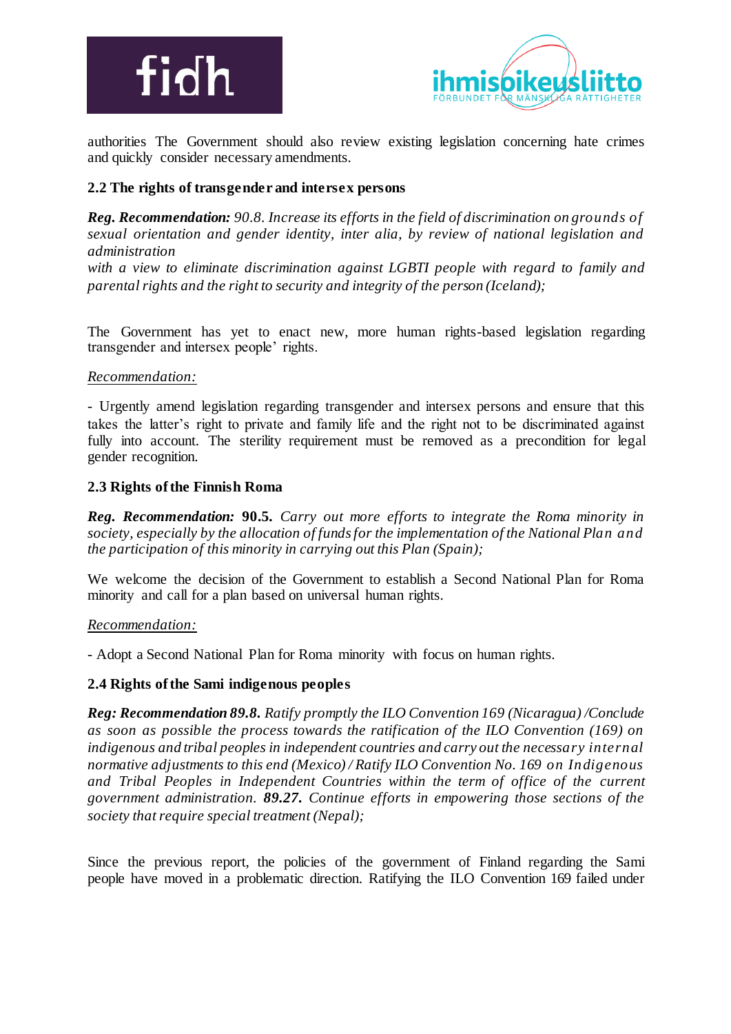authorities The Government should also review existing legislation concerning hate crimes and quickly consider necessary amendments.

### 2.2 The rights of transgender and intersex persons

***Reg. Recommendation:*** *90.8. Increase its efforts in the field of discrimination on grounds of sexual orientation and gender identity, inter alia, by review of national legislation and administration*
*with a view to eliminate discrimination against LGBTI people with regard to family and parental rights and the right to security and integrity of the person (Iceland);*

The Government has yet to enact new, more human rights-based legislation regarding transgender and intersex people' rights.

<u>Recommendation:</u>

- Urgently amend legislation regarding transgender and intersex persons and ensure that this takes the latter's right to private and family life and the right not to be discriminated against fully into account. The sterility requirement must be removed as a precondition for legal gender recognition.

### 2.3 Rights of the Finnish Roma

***Reg. Recommendation:*** **90.5.** *Carry out more efforts to integrate the Roma minority in society, especially by the allocation of funds for the implementation of the National Plan and the participation of this minority in carrying out this Plan (Spain);*

We welcome the decision of the Government to establish a Second National Plan for Roma minority and call for a plan based on universal human rights.

<u>Recommendation:</u>

- Adopt a Second National Plan for Roma minority with focus on human rights.

### 2.4 Rights of the Sami indigenous peoples

***Reg: Recommendation 89.8.*** *Ratify promptly the ILO Convention 169 (Nicaragua) /Conclude as soon as possible the process towards the ratification of the ILO Convention (169) on indigenous and tribal peoples in independent countries and carry out the necessary internal normative adjustments to this end (Mexico) / Ratify ILO Convention No. 169 on Indigenous and Tribal Peoples in Independent Countries within the term of office of the current government administration.* ***89.27.*** *Continue efforts in empowering those sections of the society that require special treatment (Nepal);*

Since the previous report, the policies of the government of Finland regarding the Sami people have moved in a problematic direction. Ratifying the ILO Convention 169 failed under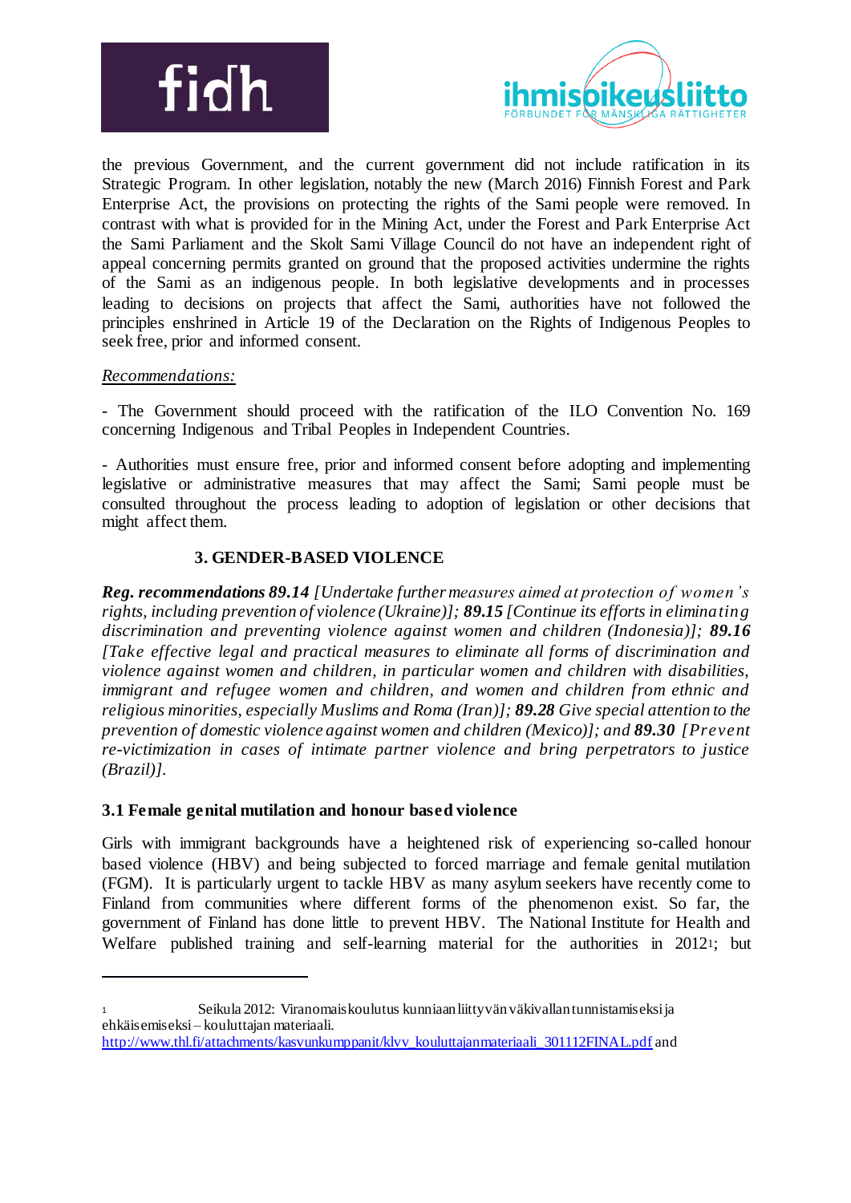the previous Government, and the current government did not include ratification in its Strategic Program. In other legislation, notably the new (March 2016) Finnish Forest and Park Enterprise Act, the provisions on protecting the rights of the Sami people were removed. In contrast with what is provided for in the Mining Act, under the Forest and Park Enterprise Act the Sami Parliament and the Skolt Sami Village Council do not have an independent right of appeal concerning permits granted on ground that the proposed activities undermine the rights of the Sami as an indigenous people. In both legislative developments and in processes leading to decisions on projects that affect the Sami, authorities have not followed the principles enshrined in Article 19 of the Declaration on the Rights of Indigenous Peoples to seek free, prior and informed consent.

*Recommendations:*

- The Government should proceed with the ratification of the ILO Convention No. 169 concerning Indigenous and Tribal Peoples in Independent Countries.

- Authorities must ensure free, prior and informed consent before adopting and implementing legislative or administrative measures that may affect the Sami; Sami people must be consulted throughout the process leading to adoption of legislation or other decisions that might affect them.

## 3. GENDER-BASED VIOLENCE

***Reg. recommendations 89.14*** *[Undertake further measures aimed at protection of women's rights, including prevention of violence (Ukraine)];* ***89.15*** *[Continue its efforts in eliminating discrimination and preventing violence against women and children (Indonesia)];* ***89.16*** *[Take effective legal and practical measures to eliminate all forms of discrimination and violence against women and children, in particular women and children with disabilities, immigrant and refugee women and children, and women and children from ethnic and religious minorities, especially Muslims and Roma (Iran)];* ***89.28*** *Give special attention to the prevention of domestic violence against women and children (Mexico)]; and* ***89.30*** *[Prevent re-victimization in cases of intimate partner violence and bring perpetrators to justice (Brazil)].*

### 3.1 Female genital mutilation and honour based violence

Girls with immigrant backgrounds have a heightened risk of experiencing so-called honour based violence (HBV) and being subjected to forced marriage and female genital mutilation (FGM). It is particularly urgent to tackle HBV as many asylum seekers have recently come to Finland from communities where different forms of the phenomenon exist. So far, the government of Finland has done little to prevent HBV. The National Institute for Health and Welfare published training and self-learning material for the authorities in 2012[1]; but

---

[1] Seikula 2012: Viranomaiskoulutus kunniaan liittyvän väkivallan tunnistamiseksi ja ehkäisemiseksi – kouluttajan materiaali. http://www.thl.fi/attachments/kasvunkumppanit/klvv_kouluttajanmateriaali_301112FINAL.pdf and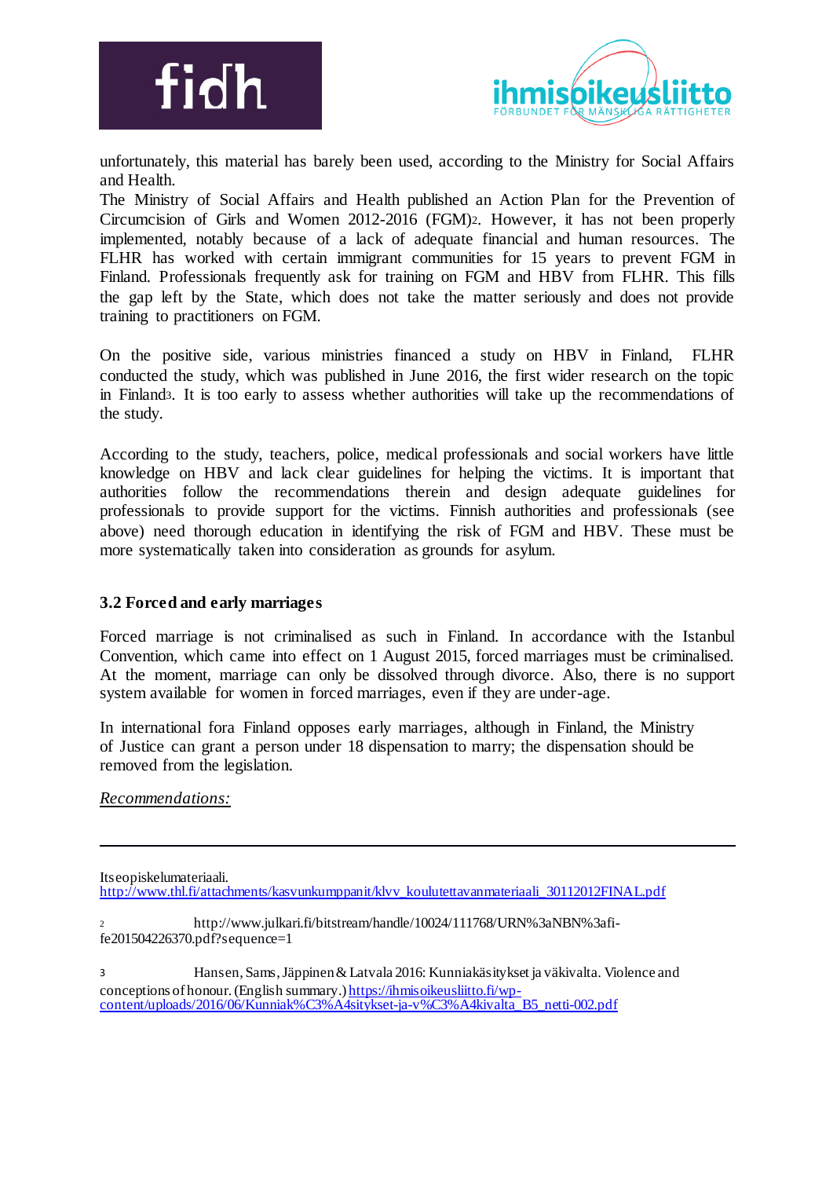unfortunately, this material has barely been used, according to the Ministry for Social Affairs and Health.

The Ministry of Social Affairs and Health published an Action Plan for the Prevention of Circumcision of Girls and Women 2012-2016 (FGM)[2]. However, it has not been properly implemented, notably because of a lack of adequate financial and human resources. The FLHR has worked with certain immigrant communities for 15 years to prevent FGM in Finland. Professionals frequently ask for training on FGM and HBV from FLHR. This fills the gap left by the State, which does not take the matter seriously and does not provide training to practitioners on FGM.

On the positive side, various ministries financed a study on HBV in Finland, FLHR conducted the study, which was published in June 2016, the first wider research on the topic in Finland[3]. It is too early to assess whether authorities will take up the recommendations of the study.

According to the study, teachers, police, medical professionals and social workers have little knowledge on HBV and lack clear guidelines for helping the victims. It is important that authorities follow the recommendations therein and design adequate guidelines for professionals to provide support for the victims. Finnish authorities and professionals (see above) need thorough education in identifying the risk of FGM and HBV. These must be more systematically taken into consideration as grounds for asylum.

### 3.2 Forced and early marriages

Forced marriage is not criminalised as such in Finland. In accordance with the Istanbul Convention, which came into effect on 1 August 2015, forced marriages must be criminalised. At the moment, marriage can only be dissolved through divorce. Also, there is no support system available for women in forced marriages, even if they are under-age.

In international fora Finland opposes early marriages, although in Finland, the Ministry of Justice can grant a person under 18 dispensation to marry; the dispensation should be removed from the legislation.

*Recommendations:*

---

Itseopiskelumateriaali. http://www.thl.fi/attachments/kasvunkumppanit/klvv_koulutettavanmateriaali_30112012FINAL.pdf

[2] http://www.julkari.fi/bitstream/handle/10024/111768/URN%3aNBN%3afi-fe201504226370.pdf?sequence=1

[3] Hansen, Sams, Jäppinen & Latvala 2016: Kunniakäsitykset ja väkivalta. Violence and conceptions of honour. (English summary.) https://ihmisoikeusliitto.fi/wp-content/uploads/2016/06/Kunniak%C3%A4sitykset-ja-v%C3%A4kivalta_B5_netti-002.pdf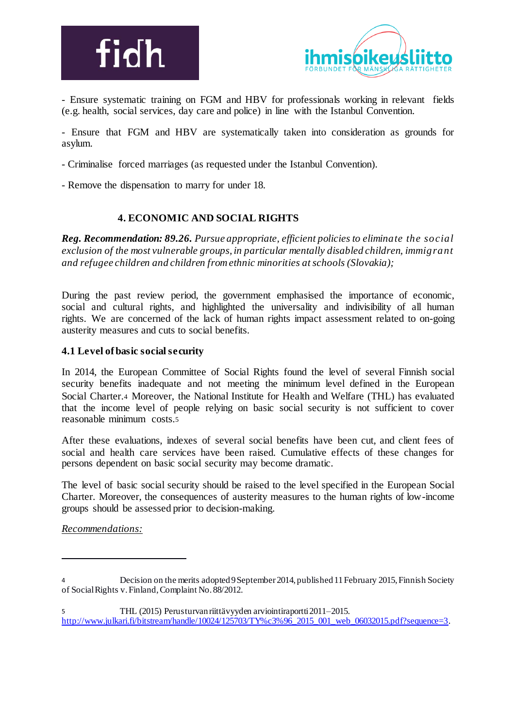- Ensure systematic training on FGM and HBV for professionals working in relevant fields (e.g. health, social services, day care and police) in line with the Istanbul Convention.

- Ensure that FGM and HBV are systematically taken into consideration as grounds for asylum.

- Criminalise forced marriages (as requested under the Istanbul Convention).

- Remove the dispensation to marry for under 18.

## 4. ECONOMIC AND SOCIAL RIGHTS

***Reg. Recommendation: 89.26.*** *Pursue appropriate, efficient policies to eliminate the social exclusion of the most vulnerable groups, in particular mentally disabled children, immigrant and refugee children and children from ethnic minorities at schools (Slovakia);*

During the past review period, the government emphasised the importance of economic, social and cultural rights, and highlighted the universality and indivisibility of all human rights. We are concerned of the lack of human rights impact assessment related to on-going austerity measures and cuts to social benefits.

### 4.1 Level of basic social security

In 2014, the European Committee of Social Rights found the level of several Finnish social security benefits inadequate and not meeting the minimum level defined in the European Social Charter.[4] Moreover, the National Institute for Health and Welfare (THL) has evaluated that the income level of people relying on basic social security is not sufficient to cover reasonable minimum costs.[5]

After these evaluations, indexes of several social benefits have been cut, and client fees of social and health care services have been raised. Cumulative effects of these changes for persons dependent on basic social security may become dramatic.

The level of basic social security should be raised to the level specified in the European Social Charter. Moreover, the consequences of austerity measures to the human rights of low-income groups should be assessed prior to decision-making.

*Recommendations:*

---

[4] Decision on the merits adopted 9 September 2014, published 11 February 2015, Finnish Society of Social Rights v. Finland, Complaint No. 88/2012.

[5] THL (2015) Perusturvan riittävyyden arviointiraportti 2011–2015. http://www.julkari.fi/bitstream/handle/10024/125703/TY%c3%96_2015_001_web_06032015.pdf?sequence=3.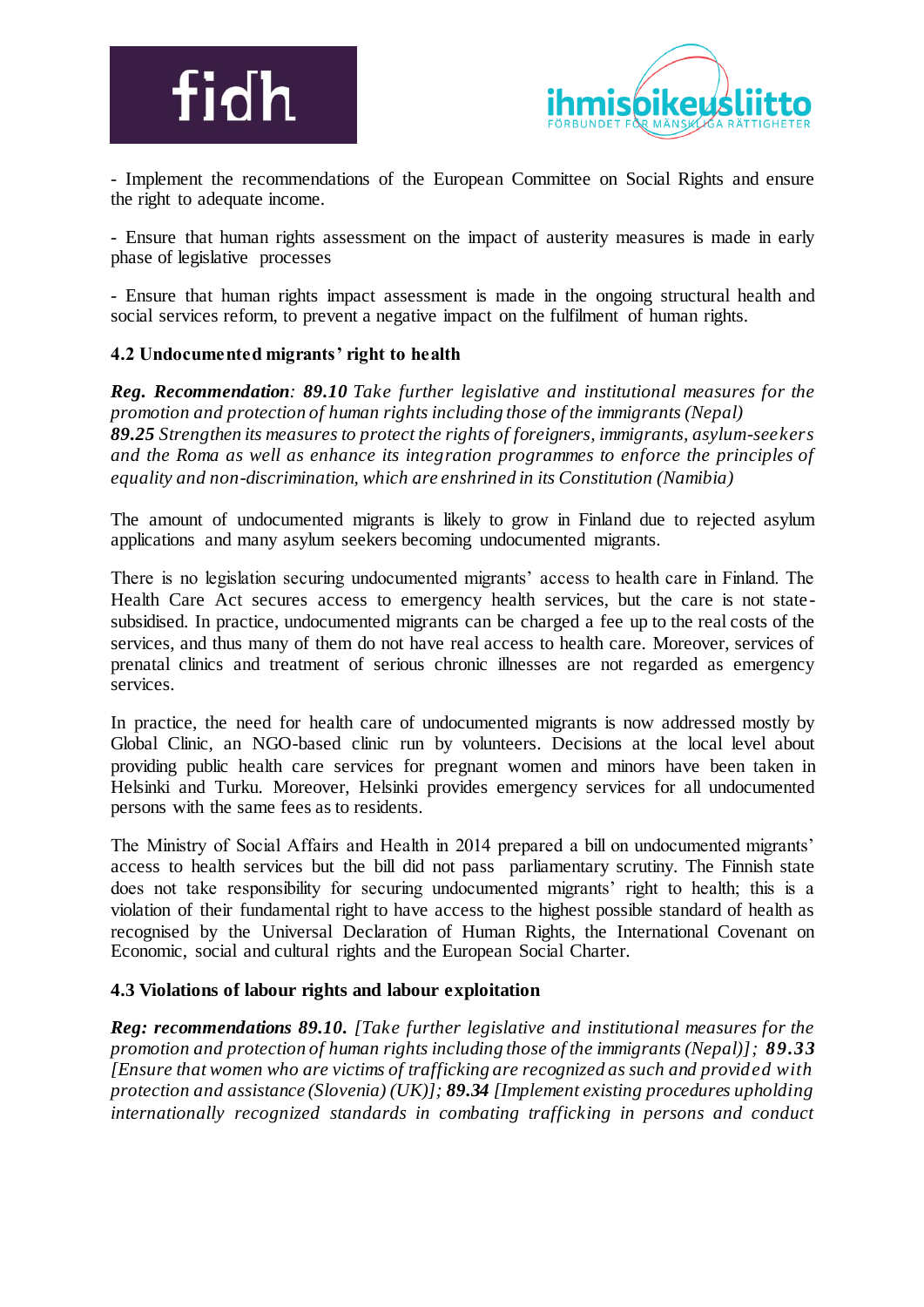- Implement the recommendations of the European Committee on Social Rights and ensure the right to adequate income.

- Ensure that human rights assessment on the impact of austerity measures is made in early phase of legislative processes

- Ensure that human rights impact assessment is made in the ongoing structural health and social services reform, to prevent a negative impact on the fulfilment of human rights.

### 4.2 Undocumented migrants' right to health

***Reg. Recommendation**: **89.10** Take further legislative and institutional measures for the promotion and protection of human rights including those of the immigrants (Nepal)*
***89.25** Strengthen its measures to protect the rights of foreigners, immigrants, asylum-seekers and the Roma as well as enhance its integration programmes to enforce the principles of equality and non-discrimination, which are enshrined in its Constitution (Namibia)*

The amount of undocumented migrants is likely to grow in Finland due to rejected asylum applications and many asylum seekers becoming undocumented migrants.

There is no legislation securing undocumented migrants' access to health care in Finland. The Health Care Act secures access to emergency health services, but the care is not state-subsidised. In practice, undocumented migrants can be charged a fee up to the real costs of the services, and thus many of them do not have real access to health care. Moreover, services of prenatal clinics and treatment of serious chronic illnesses are not regarded as emergency services.

In practice, the need for health care of undocumented migrants is now addressed mostly by Global Clinic, an NGO-based clinic run by volunteers. Decisions at the local level about providing public health care services for pregnant women and minors have been taken in Helsinki and Turku. Moreover, Helsinki provides emergency services for all undocumented persons with the same fees as to residents.

The Ministry of Social Affairs and Health in 2014 prepared a bill on undocumented migrants' access to health services but the bill did not pass parliamentary scrutiny. The Finnish state does not take responsibility for securing undocumented migrants' right to health; this is a violation of their fundamental right to have access to the highest possible standard of health as recognised by the Universal Declaration of Human Rights, the International Covenant on Economic, social and cultural rights and the European Social Charter.

### 4.3 Violations of labour rights and labour exploitation

***Reg: recommendations 89.10.** [Take further legislative and institutional measures for the promotion and protection of human rights including those of the immigrants (Nepal)]; **89.33** [Ensure that women who are victims of trafficking are recognized as such and provided with protection and assistance (Slovenia) (UK)]; **89.34** [Implement existing procedures upholding internationally recognized standards in combating trafficking in persons and conduct*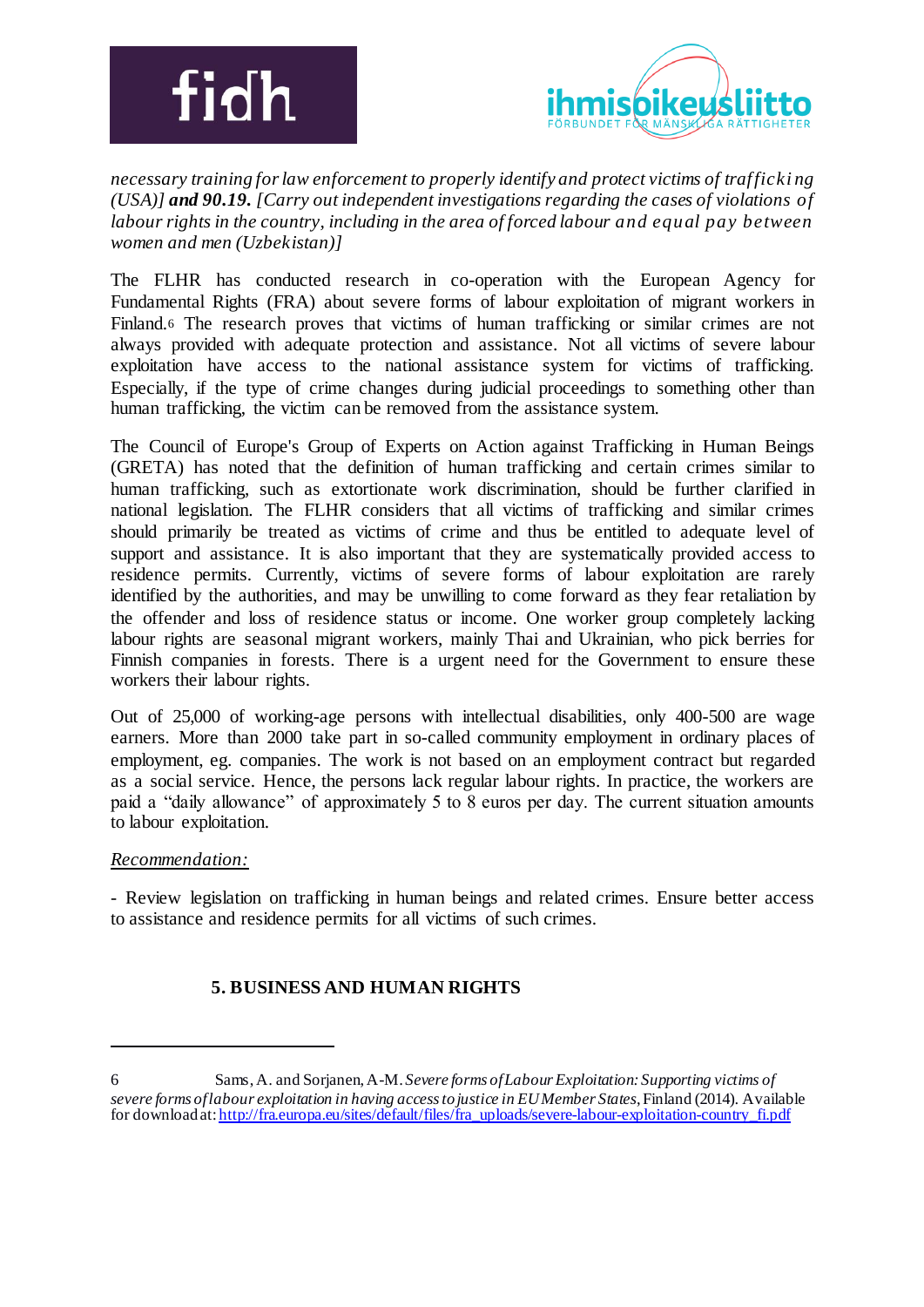*necessary training for law enforcement to properly identify and protect victims of trafficking (USA)]* ***and 90.19.*** *[Carry out independent investigations regarding the cases of violations of labour rights in the country, including in the area of forced labour and equal pay between women and men (Uzbekistan)]*

The FLHR has conducted research in co-operation with the European Agency for Fundamental Rights (FRA) about severe forms of labour exploitation of migrant workers in Finland.[6] The research proves that victims of human trafficking or similar crimes are not always provided with adequate protection and assistance. Not all victims of severe labour exploitation have access to the national assistance system for victims of trafficking. Especially, if the type of crime changes during judicial proceedings to something other than human trafficking, the victim can be removed from the assistance system.

The Council of Europe's Group of Experts on Action against Trafficking in Human Beings (GRETA) has noted that the definition of human trafficking and certain crimes similar to human trafficking, such as extortionate work discrimination, should be further clarified in national legislation. The FLHR considers that all victims of trafficking and similar crimes should primarily be treated as victims of crime and thus be entitled to adequate level of support and assistance. It is also important that they are systematically provided access to residence permits. Currently, victims of severe forms of labour exploitation are rarely identified by the authorities, and may be unwilling to come forward as they fear retaliation by the offender and loss of residence status or income. One worker group completely lacking labour rights are seasonal migrant workers, mainly Thai and Ukrainian, who pick berries for Finnish companies in forests. There is a urgent need for the Government to ensure these workers their labour rights.

Out of 25,000 of working-age persons with intellectual disabilities, only 400-500 are wage earners. More than 2000 take part in so-called community employment in ordinary places of employment, eg. companies. The work is not based on an employment contract but regarded as a social service. Hence, the persons lack regular labour rights. In practice, the workers are paid a "daily allowance" of approximately 5 to 8 euros per day. The current situation amounts to labour exploitation.

<u>*Recommendation:*</u>

- Review legislation on trafficking in human beings and related crimes. Ensure better access to assistance and residence permits for all victims of such crimes.

## 5. BUSINESS AND HUMAN RIGHTS

---

6 Sams, A. and Sorjanen, A-M. *Severe forms of Labour Exploitation: Supporting victims of severe forms of labour exploitation in having access to justice in EU Member States*, Finland (2014). Available for download at: http://fra.europa.eu/sites/default/files/fra_uploads/severe-labour-exploitation-country_fi.pdf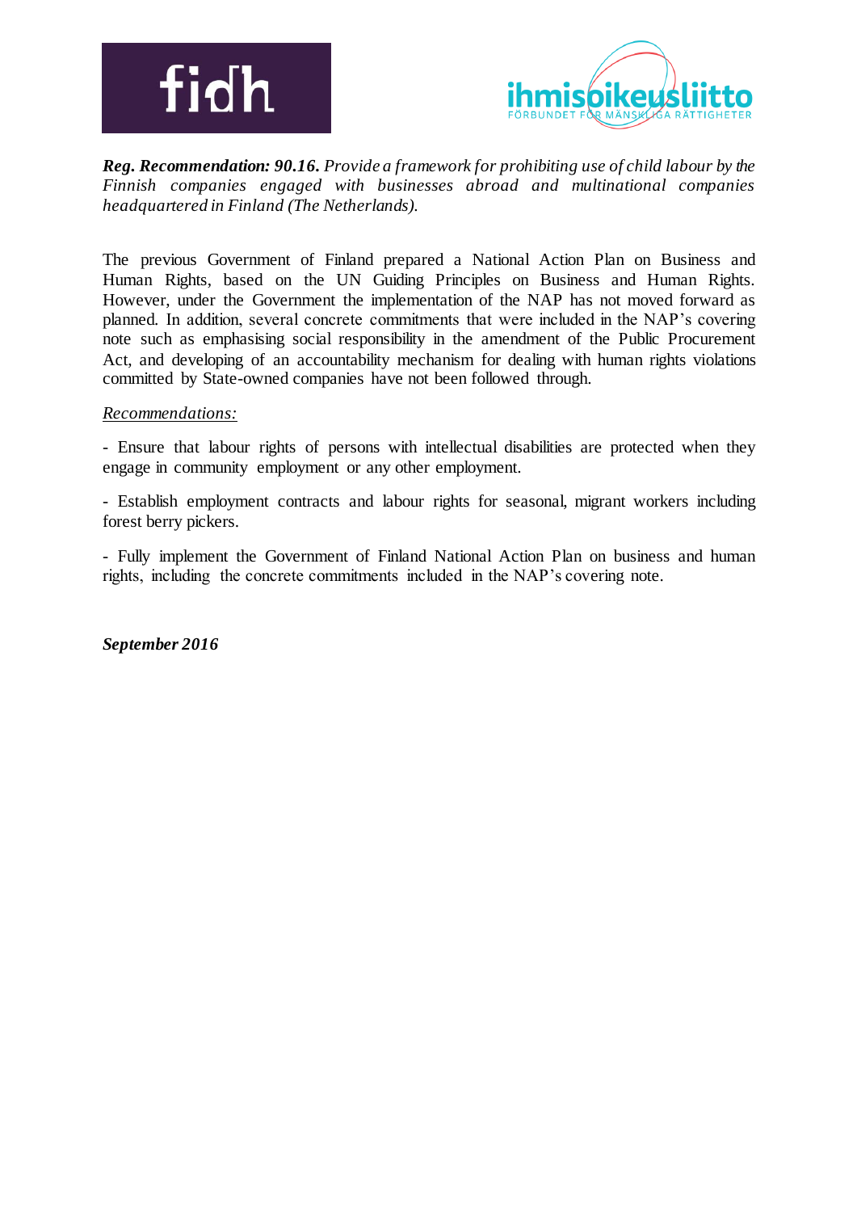***Reg. Recommendation: 90.16.*** *Provide a framework for prohibiting use of child labour by the Finnish companies engaged with businesses abroad and multinational companies headquartered in Finland (The Netherlands).*

The previous Government of Finland prepared a National Action Plan on Business and Human Rights, based on the UN Guiding Principles on Business and Human Rights. However, under the Government the implementation of the NAP has not moved forward as planned. In addition, several concrete commitments that were included in the NAP's covering note such as emphasising social responsibility in the amendment of the Public Procurement Act, and developing of an accountability mechanism for dealing with human rights violations committed by State-owned companies have not been followed through.

*<u>Recommendations:</u>*

- Ensure that labour rights of persons with intellectual disabilities are protected when they engage in community employment or any other employment.

- Establish employment contracts and labour rights for seasonal, migrant workers including forest berry pickers.

- Fully implement the Government of Finland National Action Plan on business and human rights, including the concrete commitments included in the NAP's covering note.

***September 2016***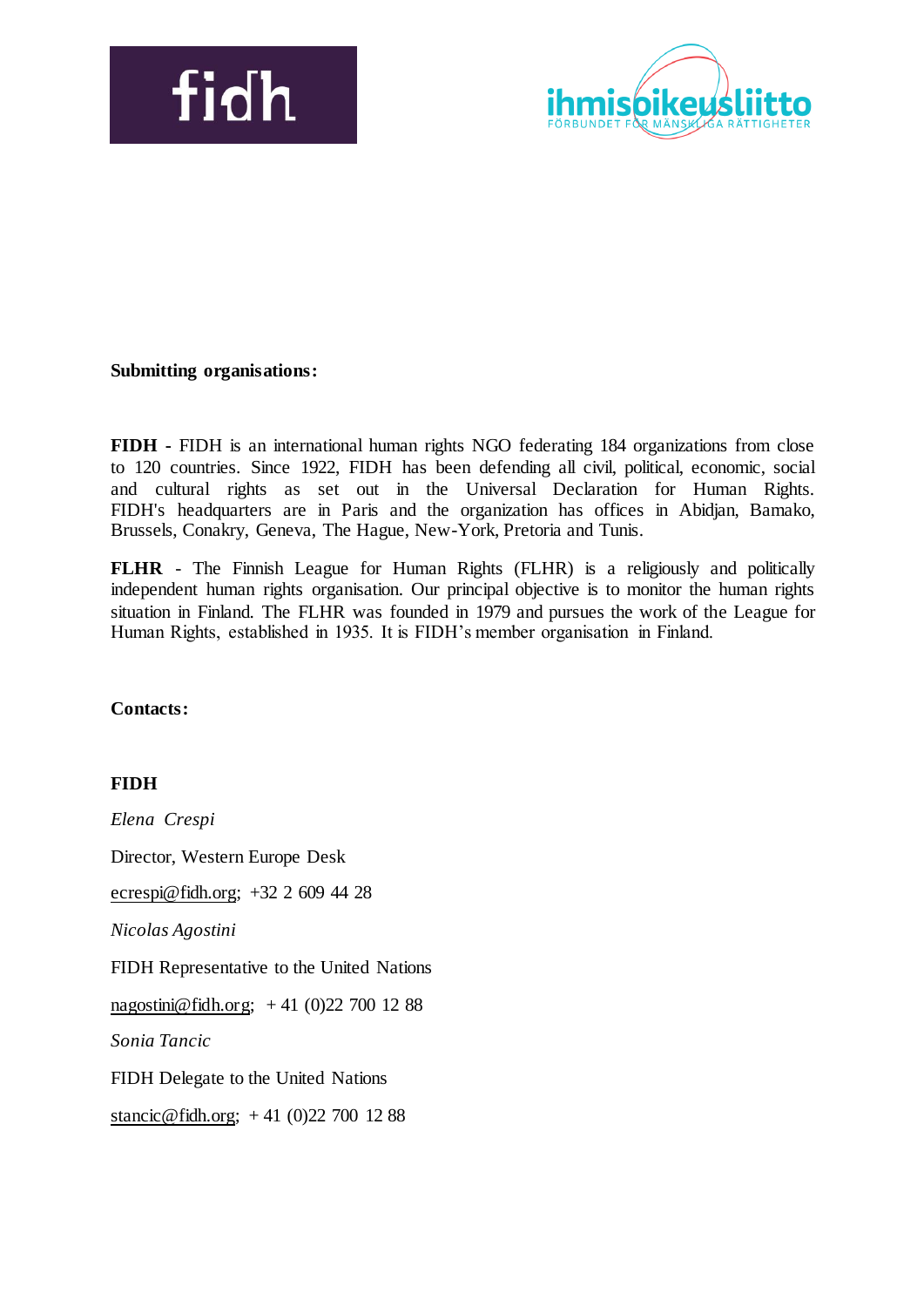**Submitting organisations:**

**FIDH** - FIDH is an international human rights NGO federating 184 organizations from close to 120 countries. Since 1922, FIDH has been defending all civil, political, economic, social and cultural rights as set out in the Universal Declaration for Human Rights. FIDH's headquarters are in Paris and the organization has offices in Abidjan, Bamako, Brussels, Conakry, Geneva, The Hague, New-York, Pretoria and Tunis.

**FLHR** - The Finnish League for Human Rights (FLHR) is a religiously and politically independent human rights organisation. Our principal objective is to monitor the human rights situation in Finland. The FLHR was founded in 1979 and pursues the work of the League for Human Rights, established in 1935. It is FIDH's member organisation in Finland.

**Contacts:**

**FIDH**

*Elena Crespi*

Director, Western Europe Desk

ecrespi@fidh.org; +32 2 609 44 28

*Nicolas Agostini*

FIDH Representative to the United Nations

nagostini@fidh.org; + 41 (0)22 700 12 88

*Sonia Tancic*

FIDH Delegate to the United Nations

stancic@fidh.org; + 41 (0)22 700 12 88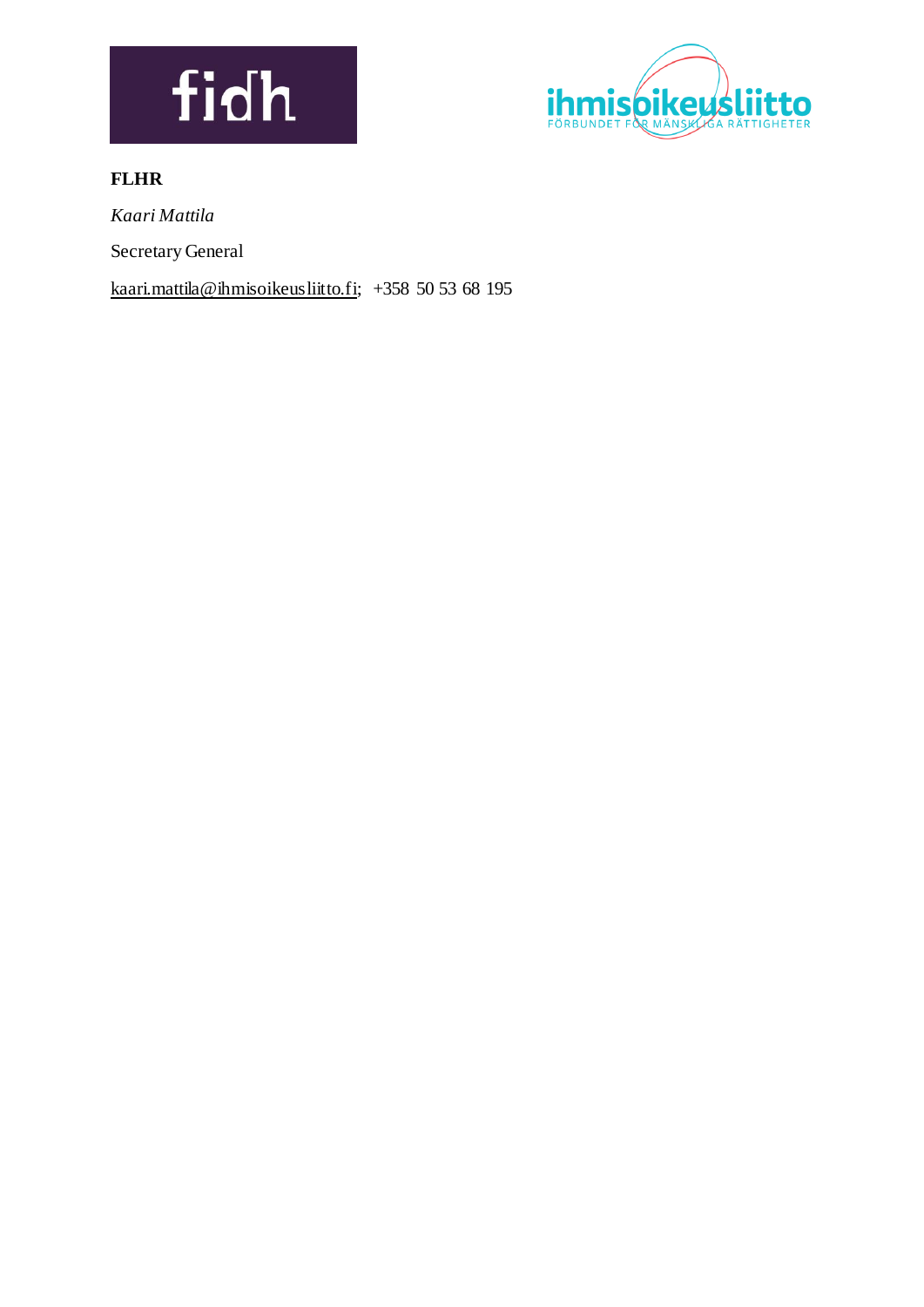**FLHR**

*Kaari Mattila*

Secretary General

kaari.mattila@ihmisoikeusliitto.fi; +358 50 53 68 195